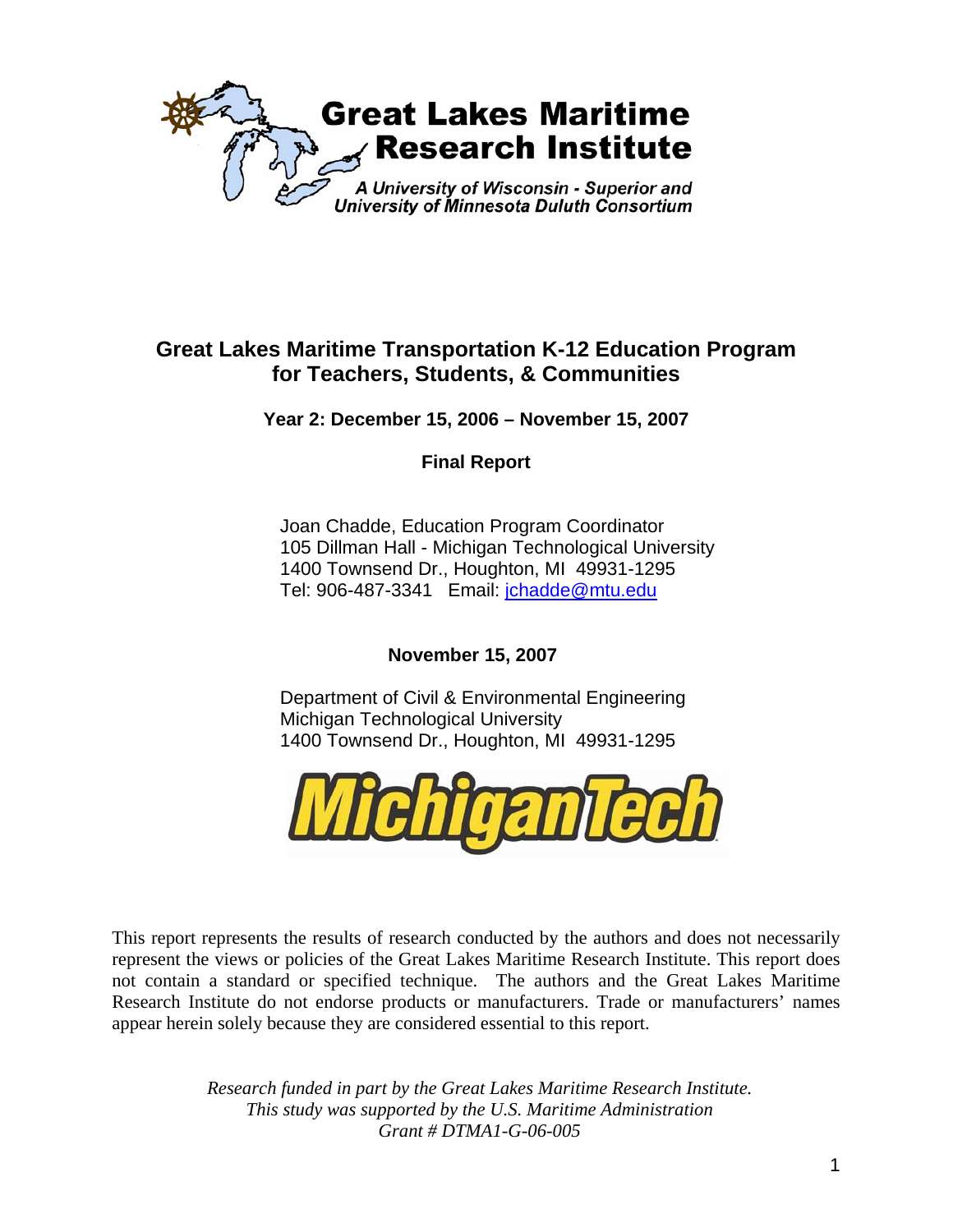**Great Lakes Maritime Research Institute**

*A University of Wisconsin - Superior and University of Minnesota Duluth Consortium*

# Great Lakes Maritime Transportation K-12 Education Program for Teachers, Students, & Communities

**Year 2: December 15, 2006 – November 15, 2007**

**Final Report**

Joan Chadde, Education Program Coordinator
105 Dillman Hall - Michigan Technological University
1400 Townsend Dr., Houghton, MI 49931-1295
Tel: 906-487-3341 Email: jchadde@mtu.edu

**November 15, 2007**

Department of Civil & Environmental Engineering
Michigan Technological University
1400 Townsend Dr., Houghton, MI 49931-1295

MichiganTech

This report represents the results of research conducted by the authors and does not necessarily represent the views or policies of the Great Lakes Maritime Research Institute. This report does not contain a standard or specified technique. The authors and the Great Lakes Maritime Research Institute do not endorse products or manufacturers. Trade or manufacturers' names appear herein solely because they are considered essential to this report.

*Research funded in part by the Great Lakes Maritime Research Institute.*
*This study was supported by the U.S. Maritime Administration*
*Grant # DTMA1-G-06-005*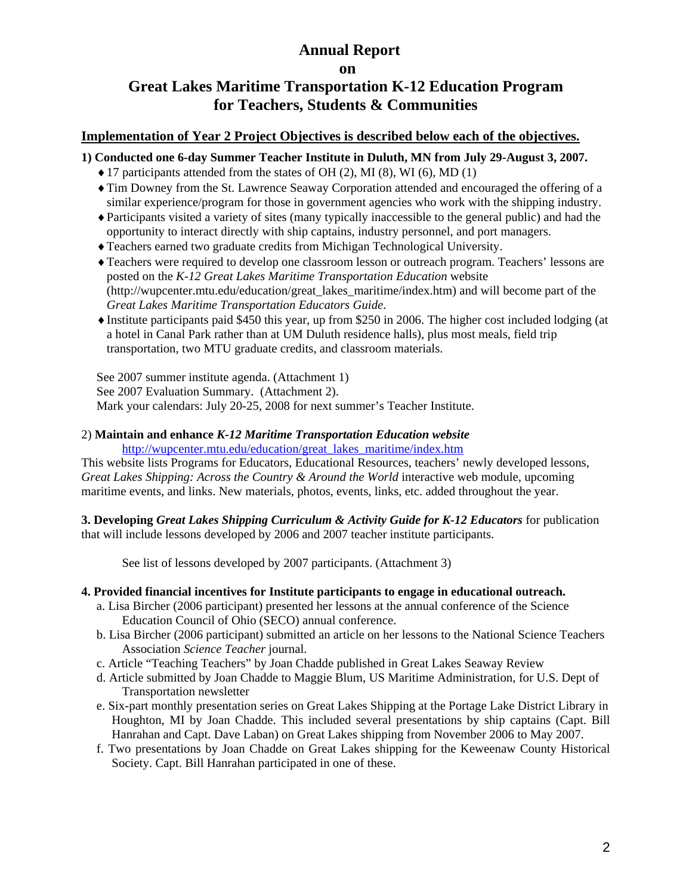# Annual Report

**on**

# Great Lakes Maritime Transportation K-12 Education Program for Teachers, Students & Communities

## Implementation of Year 2 Project Objectives is described below each of the objectives.

**1) Conducted one 6-day Summer Teacher Institute in Duluth, MN from July 29-August 3, 2007.**

- 17 participants attended from the states of OH (2), MI (8), WI (6), MD (1)
- Tim Downey from the St. Lawrence Seaway Corporation attended and encouraged the offering of a similar experience/program for those in government agencies who work with the shipping industry.
- Participants visited a variety of sites (many typically inaccessible to the general public) and had the opportunity to interact directly with ship captains, industry personnel, and port managers.
- Teachers earned two graduate credits from Michigan Technological University.
- Teachers were required to develop one classroom lesson or outreach program. Teachers' lessons are posted on the *K-12 Great Lakes Maritime Transportation Education* website (http://wupcenter.mtu.edu/education/great_lakes_maritime/index.htm) and will become part of the *Great Lakes Maritime Transportation Educators Guide*.
- Institute participants paid $450 this year, up from $250 in 2006. The higher cost included lodging (at a hotel in Canal Park rather than at UM Duluth residence halls), plus most meals, field trip transportation, two MTU graduate credits, and classroom materials.

See 2007 summer institute agenda. (Attachment 1)
See 2007 Evaluation Summary. (Attachment 2).
Mark your calendars: July 20-25, 2008 for next summer's Teacher Institute.

2) **Maintain and enhance *K-12 Maritime Transportation Education website***
http://wupcenter.mtu.edu/education/great_lakes_maritime/index.htm

This website lists Programs for Educators, Educational Resources, teachers' newly developed lessons, *Great Lakes Shipping: Across the Country & Around the World* interactive web module, upcoming maritime events, and links. New materials, photos, events, links, etc. added throughout the year.

**3. Developing *Great Lakes Shipping Curriculum & Activity Guide for K-12 Educators*** for publication that will include lessons developed by 2006 and 2007 teacher institute participants.

See list of lessons developed by 2007 participants. (Attachment 3)

**4. Provided financial incentives for Institute participants to engage in educational outreach.**

a. Lisa Bircher (2006 participant) presented her lessons at the annual conference of the Science Education Council of Ohio (SECO) annual conference.
b. Lisa Bircher (2006 participant) submitted an article on her lessons to the National Science Teachers Association *Science Teacher* journal.
c. Article "Teaching Teachers" by Joan Chadde published in Great Lakes Seaway Review
d. Article submitted by Joan Chadde to Maggie Blum, US Maritime Administration, for U.S. Dept of Transportation newsletter
e. Six-part monthly presentation series on Great Lakes Shipping at the Portage Lake District Library in Houghton, MI by Joan Chadde. This included several presentations by ship captains (Capt. Bill Hanrahan and Capt. Dave Laban) on Great Lakes shipping from November 2006 to May 2007.
f. Two presentations by Joan Chadde on Great Lakes shipping for the Keweenaw County Historical Society. Capt. Bill Hanrahan participated in one of these.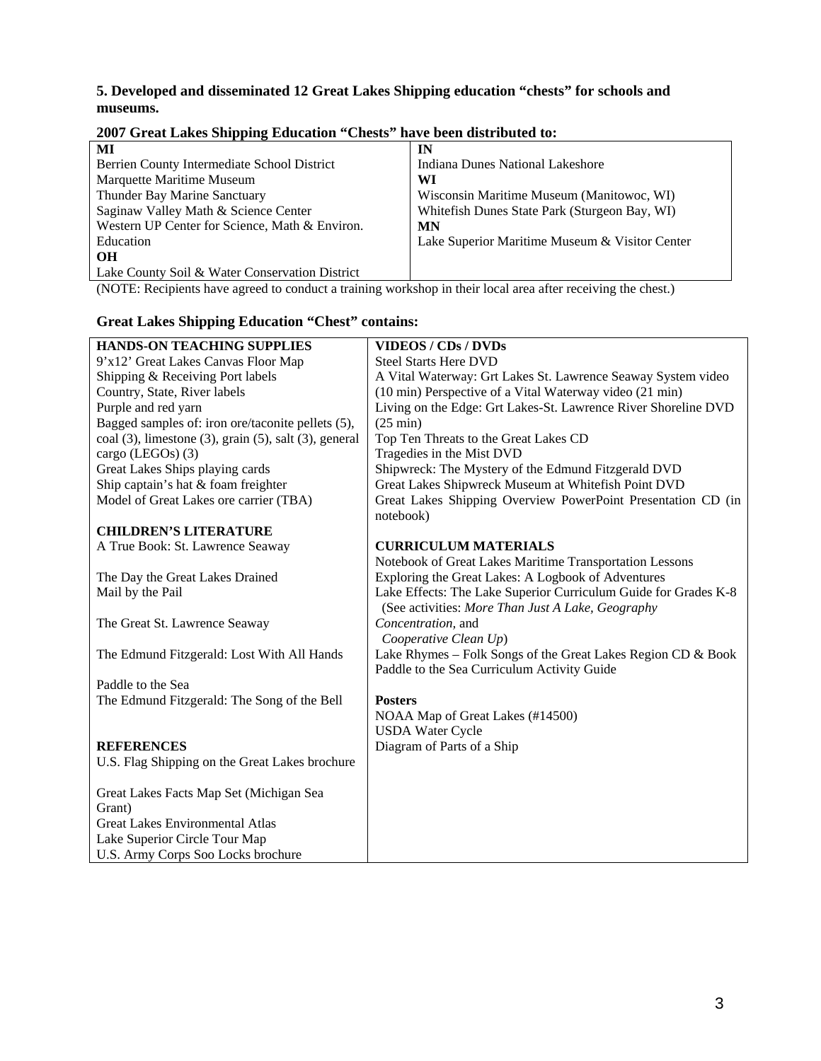**5. Developed and disseminated 12 Great Lakes Shipping education "chests" for schools and museums.**

**2007 Great Lakes Shipping Education "Chests" have been distributed to:**

| MI | IN |
|---|---|
| Berrien County Intermediate School District | Indiana Dunes National Lakeshore |
| Marquette Maritime Museum | **WI** |
| Thunder Bay Marine Sanctuary | Wisconsin Maritime Museum (Manitowoc, WI) |
| Saginaw Valley Math & Science Center | Whitefish Dunes State Park (Sturgeon Bay, WI) |
| Western UP Center for Science, Math & Environ. Education | **MN** |
| **OH** | Lake Superior Maritime Museum & Visitor Center |
| Lake County Soil & Water Conservation District | |

(NOTE: Recipients have agreed to conduct a training workshop in their local area after receiving the chest.)

**Great Lakes Shipping Education "Chest" contains:**

| HANDS-ON TEACHING SUPPLIES | VIDEOS / CDs / DVDs |
|---|---|
| 9'x12' Great Lakes Canvas Floor Map<br>Shipping & Receiving Port labels<br>Country, State, River labels<br>Purple and red yarn<br>Bagged samples of: iron ore/taconite pellets (5), coal (3), limestone (3), grain (5), salt (3), general cargo (LEGOs) (3)<br>Great Lakes Ships playing cards<br>Ship captain's hat & foam freighter<br>Model of Great Lakes ore carrier (TBA)<br><br>**CHILDREN'S LITERATURE**<br>A True Book: St. Lawrence Seaway<br><br>The Day the Great Lakes Drained<br>Mail by the Pail<br><br>The Great St. Lawrence Seaway<br><br>The Edmund Fitzgerald: Lost With All Hands<br><br>Paddle to the Sea<br>The Edmund Fitzgerald: The Song of the Bell<br><br>**REFERENCES**<br>U.S. Flag Shipping on the Great Lakes brochure<br><br>Great Lakes Facts Map Set (Michigan Sea Grant)<br>Great Lakes Environmental Atlas<br>Lake Superior Circle Tour Map<br>U.S. Army Corps Soo Locks brochure | Steel Starts Here DVD<br>A Vital Waterway: Grt Lakes St. Lawrence Seaway System video (10 min) Perspective of a Vital Waterway video (21 min)<br>Living on the Edge: Grt Lakes-St. Lawrence River Shoreline DVD (25 min)<br>Top Ten Threats to the Great Lakes CD<br>Tragedies in the Mist DVD<br>Shipwreck: The Mystery of the Edmund Fitzgerald DVD<br>Great Lakes Shipwreck Museum at Whitefish Point DVD<br>Great Lakes Shipping Overview PowerPoint Presentation CD (in notebook)<br><br>**CURRICULUM MATERIALS**<br>Notebook of Great Lakes Maritime Transportation Lessons<br>Exploring the Great Lakes: A Logbook of Adventures<br>Lake Effects: The Lake Superior Curriculum Guide for Grades K-8 (See activities: *More Than Just A Lake, Geography Concentration,* and *Cooperative Clean Up*)<br>Lake Rhymes – Folk Songs of the Great Lakes Region CD & Book<br>Paddle to the Sea Curriculum Activity Guide<br><br>**Posters**<br>NOAA Map of Great Lakes (#14500)<br>USDA Water Cycle<br>Diagram of Parts of a Ship |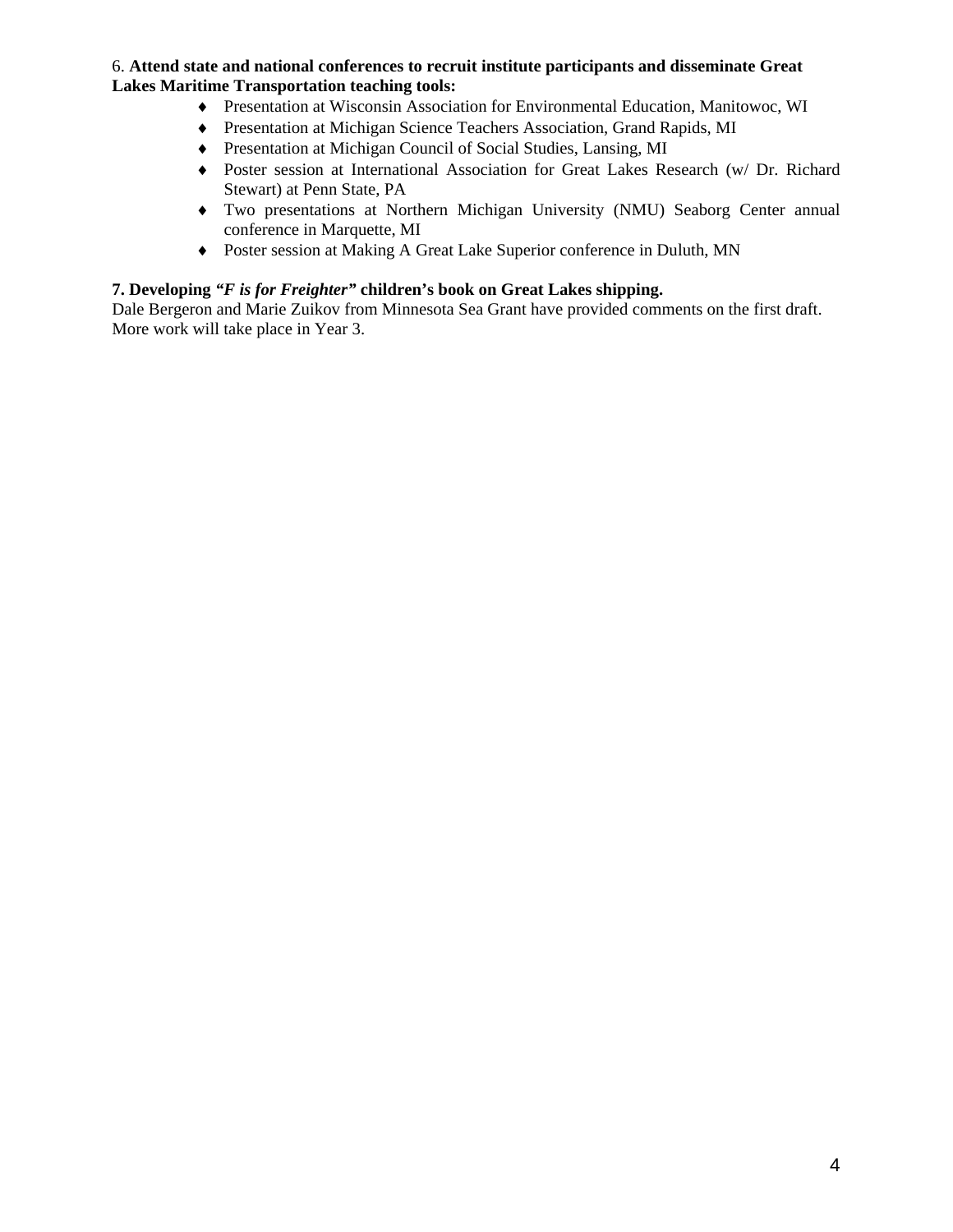6. **Attend state and national conferences to recruit institute participants and disseminate Great Lakes Maritime Transportation teaching tools:**

- Presentation at Wisconsin Association for Environmental Education, Manitowoc, WI
- Presentation at Michigan Science Teachers Association, Grand Rapids, MI
- Presentation at Michigan Council of Social Studies, Lansing, MI
- Poster session at International Association for Great Lakes Research (w/ Dr. Richard Stewart) at Penn State, PA
- Two presentations at Northern Michigan University (NMU) Seaborg Center annual conference in Marquette, MI
- Poster session at Making A Great Lake Superior conference in Duluth, MN

**7. Developing *"F is for Freighter"* children's book on Great Lakes shipping.**

Dale Bergeron and Marie Zuikov from Minnesota Sea Grant have provided comments on the first draft. More work will take place in Year 3.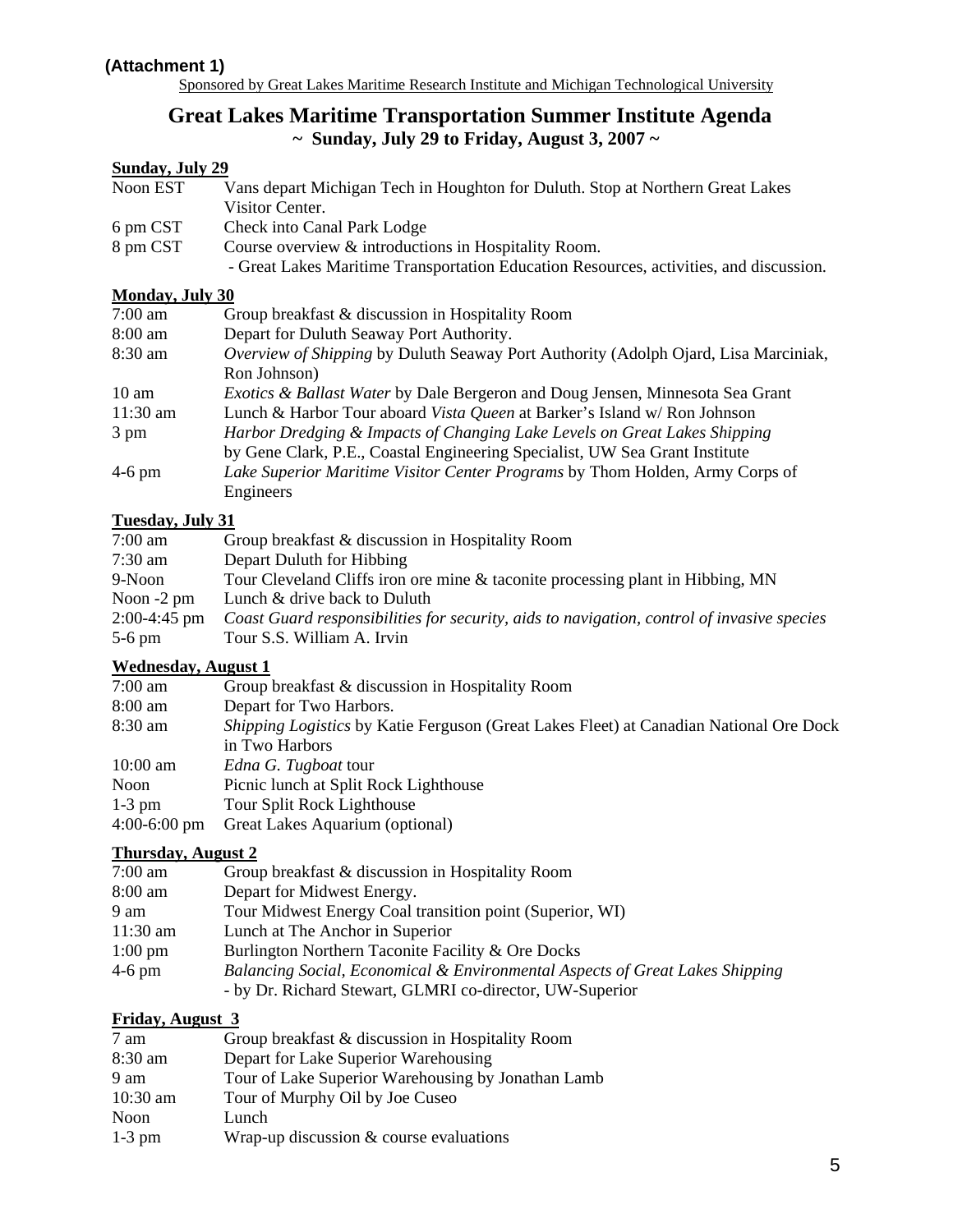**(Attachment 1)**

Sponsored by Great Lakes Maritime Research Institute and Michigan Technological University

# Great Lakes Maritime Transportation Summer Institute Agenda

**~ Sunday, July 29 to Friday, August 3, 2007 ~**

**Sunday, July 29**

| | |
|---|---|
| Noon EST | Vans depart Michigan Tech in Houghton for Duluth. Stop at Northern Great Lakes Visitor Center. |
| 6 pm CST | Check into Canal Park Lodge |
| 8 pm CST | Course overview & introductions in Hospitality Room.<br>- Great Lakes Maritime Transportation Education Resources, activities, and discussion. |

**Monday, July 30**

| | |
|---|---|
| 7:00 am | Group breakfast & discussion in Hospitality Room |
| 8:00 am | Depart for Duluth Seaway Port Authority. |
| 8:30 am | *Overview of Shipping* by Duluth Seaway Port Authority (Adolph Ojard, Lisa Marciniak, Ron Johnson) |
| 10 am | *Exotics & Ballast Water* by Dale Bergeron and Doug Jensen, Minnesota Sea Grant |
| 11:30 am | Lunch & Harbor Tour aboard *Vista Queen* at Barker's Island w/ Ron Johnson |
| 3 pm | *Harbor Dredging & Impacts of Changing Lake Levels on Great Lakes Shipping* by Gene Clark, P.E., Coastal Engineering Specialist, UW Sea Grant Institute |
| 4-6 pm | *Lake Superior Maritime Visitor Center Programs* by Thom Holden, Army Corps of Engineers |

**Tuesday, July 31**

| | |
|---|---|
| 7:00 am | Group breakfast & discussion in Hospitality Room |
| 7:30 am | Depart Duluth for Hibbing |
| 9-Noon | Tour Cleveland Cliffs iron ore mine & taconite processing plant in Hibbing, MN |
| Noon -2 pm | Lunch & drive back to Duluth |
| 2:00-4:45 pm | *Coast Guard responsibilities for security, aids to navigation, control of invasive species* |
| 5-6 pm | Tour S.S. William A. Irvin |

**Wednesday, August 1**

| | |
|---|---|
| 7:00 am | Group breakfast & discussion in Hospitality Room |
| 8:00 am | Depart for Two Harbors. |
| 8:30 am | *Shipping Logistics* by Katie Ferguson (Great Lakes Fleet) at Canadian National Ore Dock in Two Harbors |
| 10:00 am | *Edna G. Tugboat* tour |
| Noon | Picnic lunch at Split Rock Lighthouse |
| 1-3 pm | Tour Split Rock Lighthouse |
| 4:00-6:00 pm | Great Lakes Aquarium (optional) |

**Thursday, August 2**

| | |
|---|---|
| 7:00 am | Group breakfast & discussion in Hospitality Room |
| 8:00 am | Depart for Midwest Energy. |
| 9 am | Tour Midwest Energy Coal transition point (Superior, WI) |
| 11:30 am | Lunch at The Anchor in Superior |
| 1:00 pm | Burlington Northern Taconite Facility & Ore Docks |
| 4-6 pm | *Balancing Social, Economical & Environmental Aspects of Great Lakes Shipping*<br>- by Dr. Richard Stewart, GLMRI co-director, UW-Superior |

**Friday, August 3**

| | |
|---|---|
| 7 am | Group breakfast & discussion in Hospitality Room |
| 8:30 am | Depart for Lake Superior Warehousing |
| 9 am | Tour of Lake Superior Warehousing by Jonathan Lamb |
| 10:30 am | Tour of Murphy Oil by Joe Cuseo |
| Noon | Lunch |
| 1-3 pm | Wrap-up discussion & course evaluations |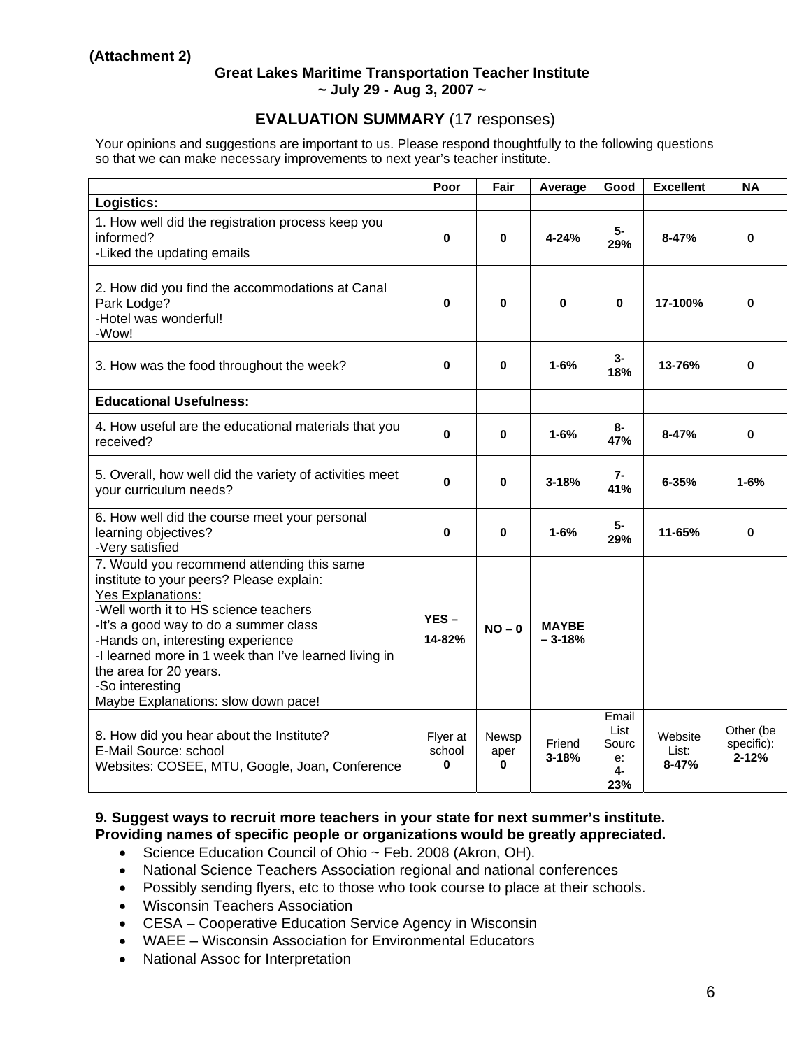(Attachment 2)

**Great Lakes Maritime Transportation Teacher Institute**
**~ July 29 - Aug 3, 2007 ~**

## EVALUATION SUMMARY (17 responses)

Your opinions and suggestions are important to us. Please respond thoughtfully to the following questions so that we can make necessary improvements to next year's teacher institute.

| | Poor | Fair | Average | Good | Excellent | NA |
|---|---|---|---|---|---|---|
| **Logistics:** | | | | | | |
| 1. How well did the registration process keep you informed?<br>-Liked the updating emails | **0** | **0** | **4-24%** | **5-29%** | **8-47%** | **0** |
| 2. How did you find the accommodations at Canal Park Lodge?<br>-Hotel was wonderful!<br>-Wow! | **0** | **0** | **0** | **0** | **17-100%** | **0** |
| 3. How was the food throughout the week? | **0** | **0** | **1-6%** | **3-18%** | **13-76%** | **0** |
| **Educational Usefulness:** | | | | | | |
| 4. How useful are the educational materials that you received? | **0** | **0** | **1-6%** | **8-47%** | **8-47%** | **0** |
| 5. Overall, how well did the variety of activities meet your curriculum needs? | **0** | **0** | **3-18%** | **7-41%** | **6-35%** | **1-6%** |
| 6. How well did the course meet your personal learning objectives?<br>-Very satisfied | **0** | **0** | **1-6%** | **5-29%** | **11-65%** | **0** |
| 7. Would you recommend attending this same institute to your peers? Please explain:<br>Yes Explanations:<br>-Well worth it to HS science teachers<br>-It's a good way to do a summer class<br>-Hands on, interesting experience<br>-I learned more in 1 week than I've learned living in the area for 20 years.<br>-So interesting<br>Maybe Explanations: slow down pace! | **YES – 14-82%** | **NO – 0** | **MAYBE – 3-18%** | | | |
| 8. How did you hear about the Institute?<br>E-Mail Source: school<br>Websites: COSEE, MTU, Google, Joan, Conference | Flyer at school **0** | Newspaper **0** | Friend **3-18%** | Email List Source: **4-23%** | Website List: **8-47%** | Other (be specific): **2-12%** |

**9. Suggest ways to recruit more teachers in your state for next summer's institute. Providing names of specific people or organizations would be greatly appreciated.**

- Science Education Council of Ohio ~ Feb. 2008 (Akron, OH).
- National Science Teachers Association regional and national conferences
- Possibly sending flyers, etc to those who took course to place at their schools.
- Wisconsin Teachers Association
- CESA – Cooperative Education Service Agency in Wisconsin
- WAEE – Wisconsin Association for Environmental Educators
- National Assoc for Interpretation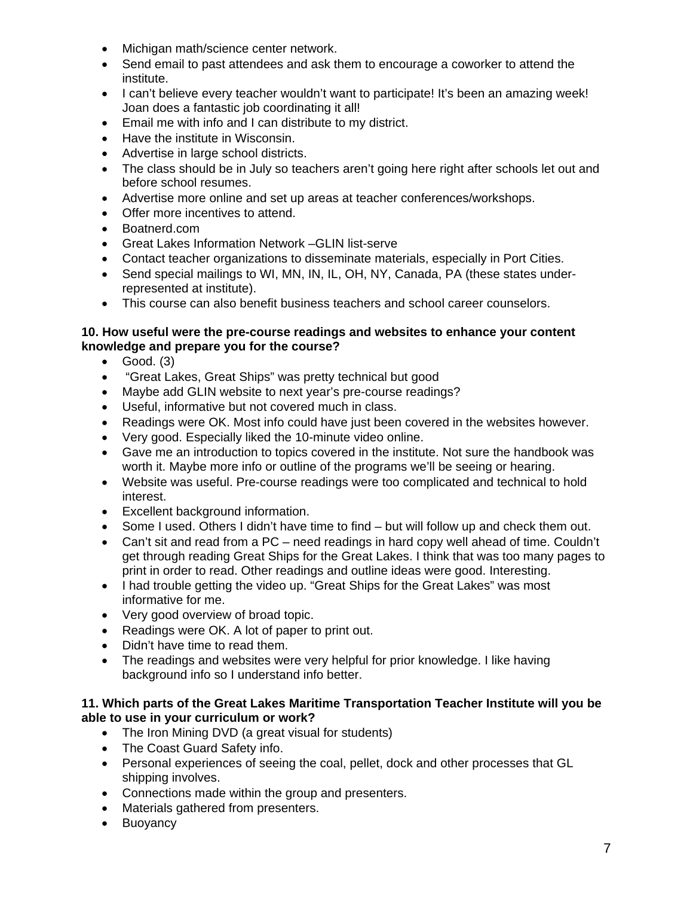- Michigan math/science center network.
- Send email to past attendees and ask them to encourage a coworker to attend the institute.
- I can't believe every teacher wouldn't want to participate! It's been an amazing week! Joan does a fantastic job coordinating it all!
- Email me with info and I can distribute to my district.
- Have the institute in Wisconsin.
- Advertise in large school districts.
- The class should be in July so teachers aren't going here right after schools let out and before school resumes.
- Advertise more online and set up areas at teacher conferences/workshops.
- Offer more incentives to attend.
- Boatnerd.com
- Great Lakes Information Network –GLIN list-serve
- Contact teacher organizations to disseminate materials, especially in Port Cities.
- Send special mailings to WI, MN, IN, IL, OH, NY, Canada, PA (these states under-represented at institute).
- This course can also benefit business teachers and school career counselors.

**10. How useful were the pre-course readings and websites to enhance your content knowledge and prepare you for the course?**

- Good. (3)
- "Great Lakes, Great Ships" was pretty technical but good
- Maybe add GLIN website to next year's pre-course readings?
- Useful, informative but not covered much in class.
- Readings were OK. Most info could have just been covered in the websites however.
- Very good. Especially liked the 10-minute video online.
- Gave me an introduction to topics covered in the institute. Not sure the handbook was worth it. Maybe more info or outline of the programs we'll be seeing or hearing.
- Website was useful. Pre-course readings were too complicated and technical to hold interest.
- Excellent background information.
- Some I used. Others I didn't have time to find – but will follow up and check them out.
- Can't sit and read from a PC – need readings in hard copy well ahead of time. Couldn't get through reading Great Ships for the Great Lakes. I think that was too many pages to print in order to read. Other readings and outline ideas were good. Interesting.
- I had trouble getting the video up. "Great Ships for the Great Lakes" was most informative for me.
- Very good overview of broad topic.
- Readings were OK. A lot of paper to print out.
- Didn't have time to read them.
- The readings and websites were very helpful for prior knowledge. I like having background info so I understand info better.

**11. Which parts of the Great Lakes Maritime Transportation Teacher Institute will you be able to use in your curriculum or work?**

- The Iron Mining DVD (a great visual for students)
- The Coast Guard Safety info.
- Personal experiences of seeing the coal, pellet, dock and other processes that GL shipping involves.
- Connections made within the group and presenters.
- Materials gathered from presenters.
- Buoyancy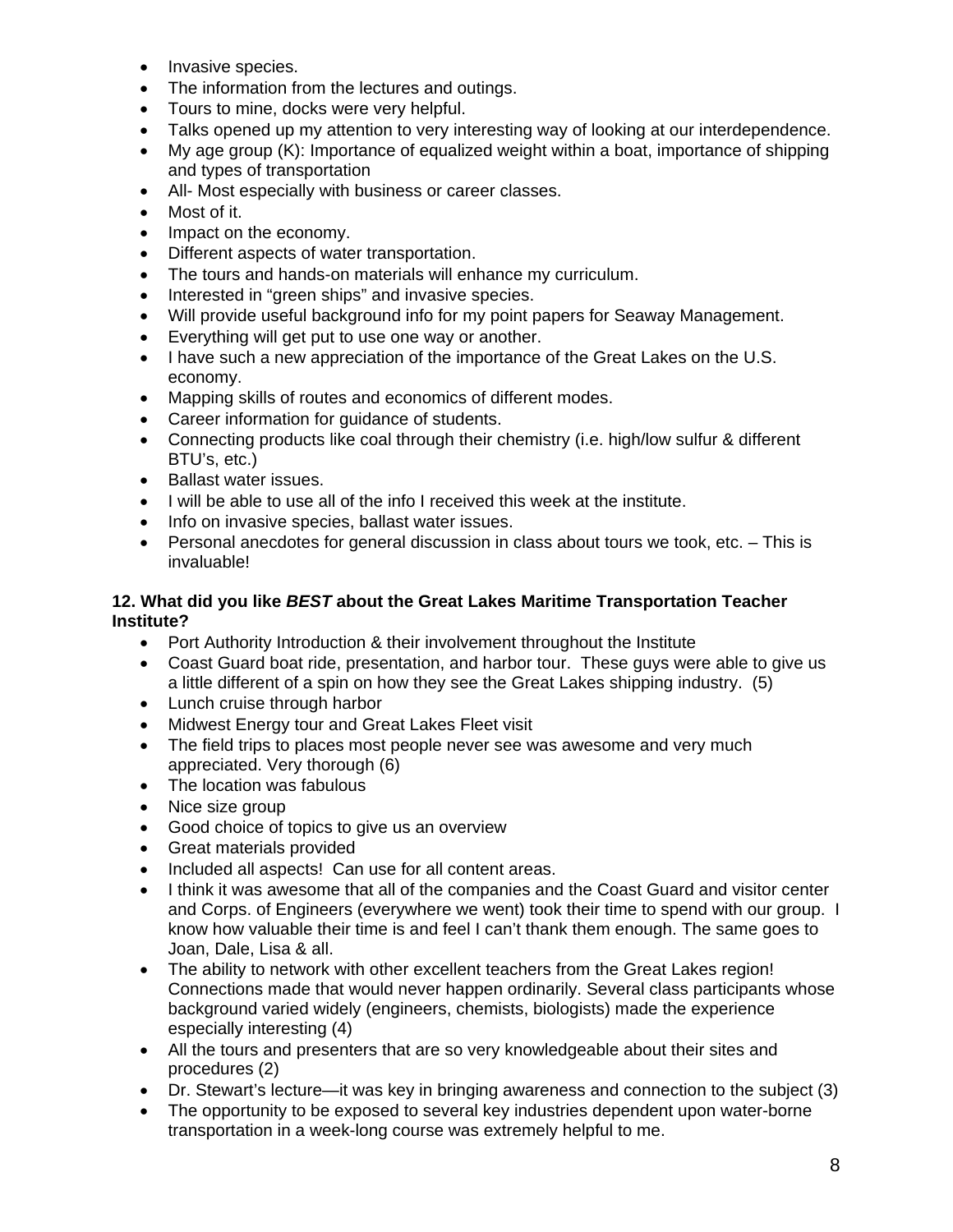- Invasive species.
- The information from the lectures and outings.
- Tours to mine, docks were very helpful.
- Talks opened up my attention to very interesting way of looking at our interdependence.
- My age group (K): Importance of equalized weight within a boat, importance of shipping and types of transportation
- All- Most especially with business or career classes.
- Most of it.
- Impact on the economy.
- Different aspects of water transportation.
- The tours and hands-on materials will enhance my curriculum.
- Interested in "green ships" and invasive species.
- Will provide useful background info for my point papers for Seaway Management.
- Everything will get put to use one way or another.
- I have such a new appreciation of the importance of the Great Lakes on the U.S. economy.
- Mapping skills of routes and economics of different modes.
- Career information for guidance of students.
- Connecting products like coal through their chemistry (i.e. high/low sulfur & different BTU's, etc.)
- Ballast water issues.
- I will be able to use all of the info I received this week at the institute.
- Info on invasive species, ballast water issues.
- Personal anecdotes for general discussion in class about tours we took, etc. – This is invaluable!

**12. What did you like *BEST* about the Great Lakes Maritime Transportation Teacher Institute?**

- Port Authority Introduction & their involvement throughout the Institute
- Coast Guard boat ride, presentation, and harbor tour. These guys were able to give us a little different of a spin on how they see the Great Lakes shipping industry. (5)
- Lunch cruise through harbor
- Midwest Energy tour and Great Lakes Fleet visit
- The field trips to places most people never see was awesome and very much appreciated. Very thorough (6)
- The location was fabulous
- Nice size group
- Good choice of topics to give us an overview
- Great materials provided
- Included all aspects! Can use for all content areas.
- I think it was awesome that all of the companies and the Coast Guard and visitor center and Corps. of Engineers (everywhere we went) took their time to spend with our group. I know how valuable their time is and feel I can't thank them enough. The same goes to Joan, Dale, Lisa & all.
- The ability to network with other excellent teachers from the Great Lakes region! Connections made that would never happen ordinarily. Several class participants whose background varied widely (engineers, chemists, biologists) made the experience especially interesting (4)
- All the tours and presenters that are so very knowledgeable about their sites and procedures (2)
- Dr. Stewart's lecture—it was key in bringing awareness and connection to the subject (3)
- The opportunity to be exposed to several key industries dependent upon water-borne transportation in a week-long course was extremely helpful to me.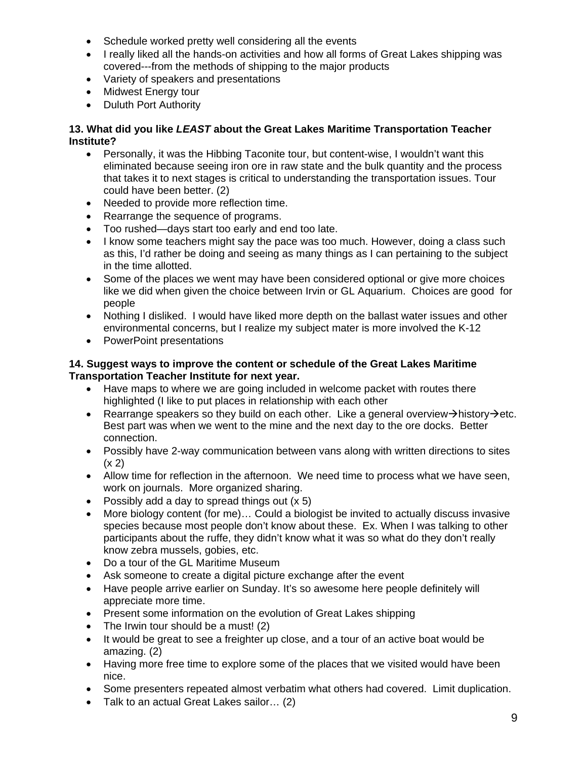- Schedule worked pretty well considering all the events
- I really liked all the hands-on activities and how all forms of Great Lakes shipping was covered---from the methods of shipping to the major products
- Variety of speakers and presentations
- Midwest Energy tour
- Duluth Port Authority

**13. What did you like *LEAST* about the Great Lakes Maritime Transportation Teacher Institute?**

- Personally, it was the Hibbing Taconite tour, but content-wise, I wouldn't want this eliminated because seeing iron ore in raw state and the bulk quantity and the process that takes it to next stages is critical to understanding the transportation issues. Tour could have been better. (2)
- Needed to provide more reflection time.
- Rearrange the sequence of programs.
- Too rushed—days start too early and end too late.
- I know some teachers might say the pace was too much. However, doing a class such as this, I'd rather be doing and seeing as many things as I can pertaining to the subject in the time allotted.
- Some of the places we went may have been considered optional or give more choices like we did when given the choice between Irvin or GL Aquarium. Choices are good for people
- Nothing I disliked. I would have liked more depth on the ballast water issues and other environmental concerns, but I realize my subject mater is more involved the K-12
- PowerPoint presentations

**14. Suggest ways to improve the content or schedule of the Great Lakes Maritime Transportation Teacher Institute for next year.**

- Have maps to where we are going included in welcome packet with routes there highlighted (I like to put places in relationship with each other
- Rearrange speakers so they build on each other. Like a general overview→history→etc. Best part was when we went to the mine and the next day to the ore docks. Better connection.
- Possibly have 2-way communication between vans along with written directions to sites (x 2)
- Allow time for reflection in the afternoon. We need time to process what we have seen, work on journals. More organized sharing.
- Possibly add a day to spread things out (x 5)
- More biology content (for me)… Could a biologist be invited to actually discuss invasive species because most people don't know about these. Ex. When I was talking to other participants about the ruffe, they didn't know what it was so what do they don't really know zebra mussels, gobies, etc.
- Do a tour of the GL Maritime Museum
- Ask someone to create a digital picture exchange after the event
- Have people arrive earlier on Sunday. It's so awesome here people definitely will appreciate more time.
- Present some information on the evolution of Great Lakes shipping
- The Irwin tour should be a must! (2)
- It would be great to see a freighter up close, and a tour of an active boat would be amazing. (2)
- Having more free time to explore some of the places that we visited would have been nice.
- Some presenters repeated almost verbatim what others had covered. Limit duplication.
- Talk to an actual Great Lakes sailor… (2)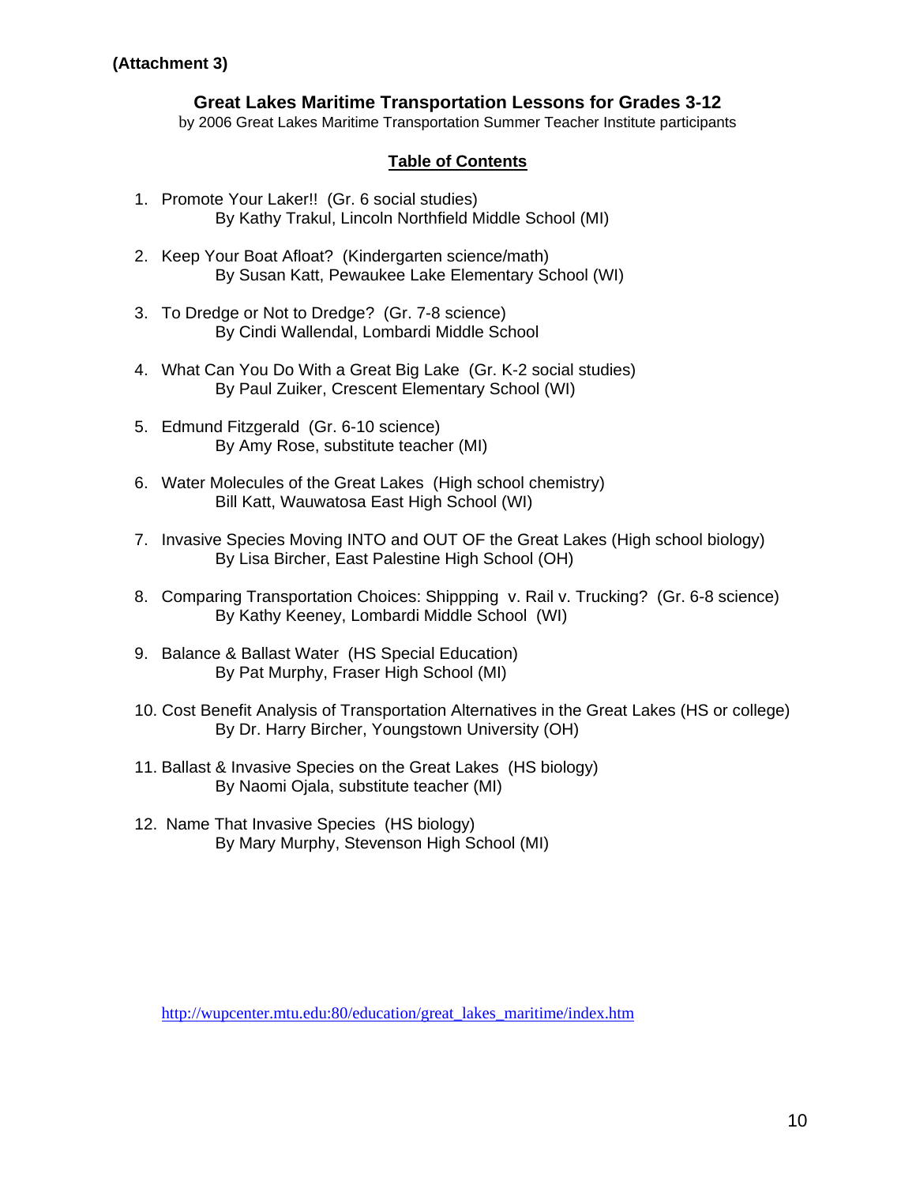**(Attachment 3)**

## Great Lakes Maritime Transportation Lessons for Grades 3-12

by 2006 Great Lakes Maritime Transportation Summer Teacher Institute participants

### Table of Contents

1. Promote Your Laker!! (Gr. 6 social studies)
   By Kathy Trakul, Lincoln Northfield Middle School (MI)

2. Keep Your Boat Afloat? (Kindergarten science/math)
   By Susan Katt, Pewaukee Lake Elementary School (WI)

3. To Dredge or Not to Dredge? (Gr. 7-8 science)
   By Cindi Wallendal, Lombardi Middle School

4. What Can You Do With a Great Big Lake (Gr. K-2 social studies)
   By Paul Zuiker, Crescent Elementary School (WI)

5. Edmund Fitzgerald (Gr. 6-10 science)
   By Amy Rose, substitute teacher (MI)

6. Water Molecules of the Great Lakes (High school chemistry)
   Bill Katt, Wauwatosa East High School (WI)

7. Invasive Species Moving INTO and OUT OF the Great Lakes (High school biology)
   By Lisa Bircher, East Palestine High School (OH)

8. Comparing Transportation Choices: Shippping v. Rail v. Trucking? (Gr. 6-8 science)
   By Kathy Keeney, Lombardi Middle School (WI)

9. Balance & Ballast Water (HS Special Education)
   By Pat Murphy, Fraser High School (MI)

10. Cost Benefit Analysis of Transportation Alternatives in the Great Lakes (HS or college)
    By Dr. Harry Bircher, Youngstown University (OH)

11. Ballast & Invasive Species on the Great Lakes (HS biology)
    By Naomi Ojala, substitute teacher (MI)

12. Name That Invasive Species (HS biology)
    By Mary Murphy, Stevenson High School (MI)

http://wupcenter.mtu.edu:80/education/great_lakes_maritime/index.htm